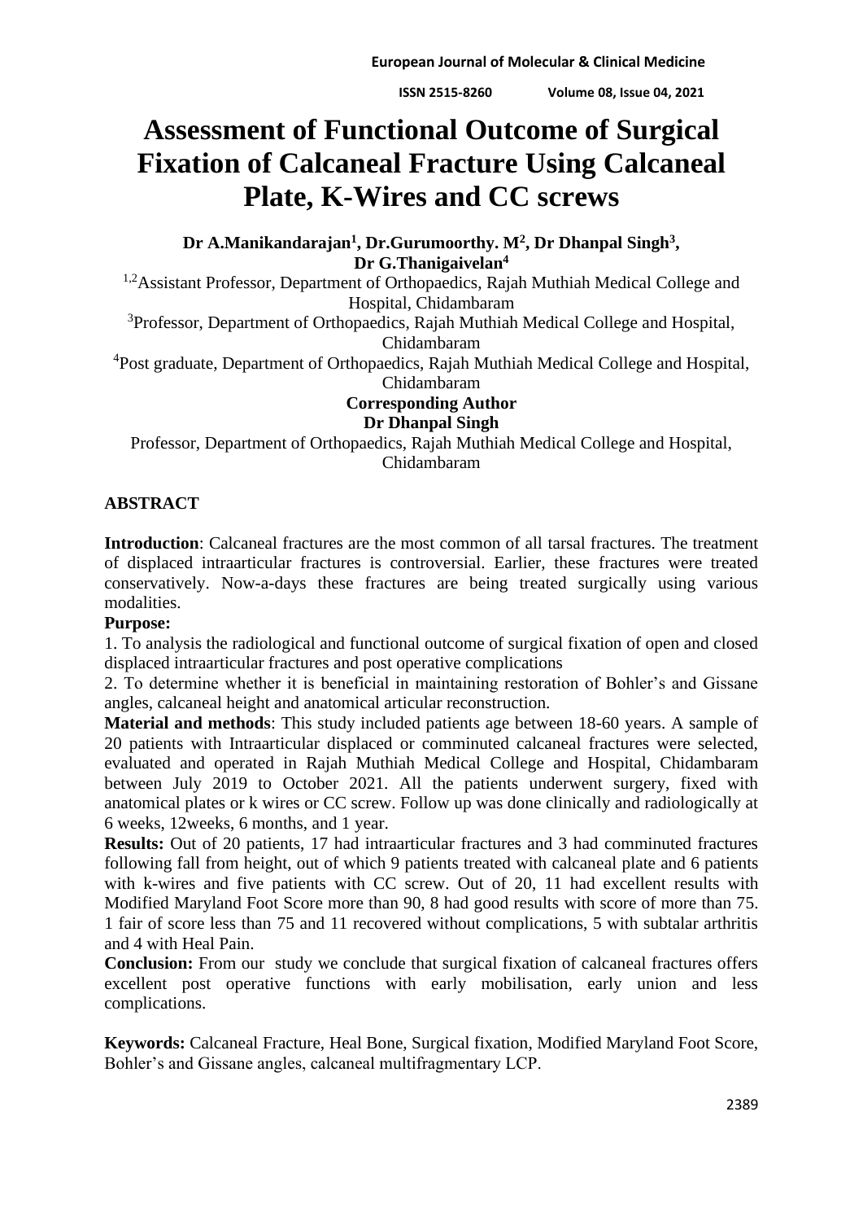# Assessment of Functional Outcome of Surgical Fixation of Calcaneal Fracture Using Calcaneal Plate, K-Wires and CC screws

**Dr A.Manikandarajan[1], Dr.Gurumoorthy. M[2], Dr Dhanpal Singh[3], Dr G.Thanigaivelan[4]**

[1,2]Assistant Professor, Department of Orthopaedics, Rajah Muthiah Medical College and Hospital, Chidambaram

[3]Professor, Department of Orthopaedics, Rajah Muthiah Medical College and Hospital, Chidambaram

[4]Post graduate, Department of Orthopaedics, Rajah Muthiah Medical College and Hospital, Chidambaram

**Corresponding Author**

**Dr Dhanpal Singh**

Professor, Department of Orthopaedics, Rajah Muthiah Medical College and Hospital, Chidambaram

## ABSTRACT

**Introduction**: Calcaneal fractures are the most common of all tarsal fractures. The treatment of displaced intraarticular fractures is controversial. Earlier, these fractures were treated conservatively. Now-a-days these fractures are being treated surgically using various modalities.

**Purpose:**

1. To analysis the radiological and functional outcome of surgical fixation of open and closed displaced intraarticular fractures and post operative complications
2. To determine whether it is beneficial in maintaining restoration of Bohler's and Gissane angles, calcaneal height and anatomical articular reconstruction.

**Material and methods**: This study included patients age between 18-60 years. A sample of 20 patients with Intraarticular displaced or comminuted calcaneal fractures were selected, evaluated and operated in Rajah Muthiah Medical College and Hospital, Chidambaram between July 2019 to October 2021. All the patients underwent surgery, fixed with anatomical plates or k wires or CC screw. Follow up was done clinically and radiologically at 6 weeks, 12weeks, 6 months, and 1 year.

**Results:** Out of 20 patients, 17 had intraarticular fractures and 3 had comminuted fractures following fall from height, out of which 9 patients treated with calcaneal plate and 6 patients with k-wires and five patients with CC screw. Out of 20, 11 had excellent results with Modified Maryland Foot Score more than 90, 8 had good results with score of more than 75. 1 fair of score less than 75 and 11 recovered without complications, 5 with subtalar arthritis and 4 with Heal Pain.

**Conclusion:** From our study we conclude that surgical fixation of calcaneal fractures offers excellent post operative functions with early mobilisation, early union and less complications.

**Keywords:** Calcaneal Fracture, Heal Bone, Surgical fixation, Modified Maryland Foot Score, Bohler's and Gissane angles, calcaneal multifragmentary LCP.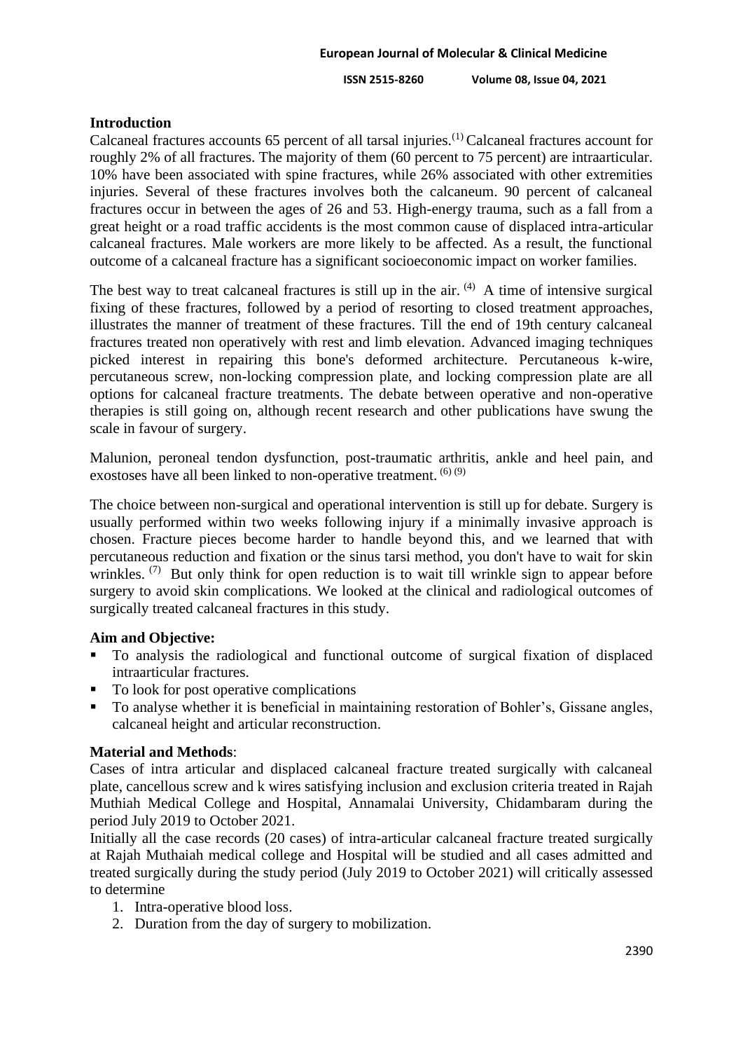## Introduction

Calcaneal fractures accounts 65 percent of all tarsal injuries.[1] Calcaneal fractures account for roughly 2% of all fractures. The majority of them (60 percent to 75 percent) are intraarticular. 10% have been associated with spine fractures, while 26% associated with other extremities injuries. Several of these fractures involves both the calcaneum. 90 percent of calcaneal fractures occur in between the ages of 26 and 53. High-energy trauma, such as a fall from a great height or a road traffic accidents is the most common cause of displaced intra-articular calcaneal fractures. Male workers are more likely to be affected. As a result, the functional outcome of a calcaneal fracture has a significant socioeconomic impact on worker families.

The best way to treat calcaneal fractures is still up in the air. [4] A time of intensive surgical fixing of these fractures, followed by a period of resorting to closed treatment approaches, illustrates the manner of treatment of these fractures. Till the end of 19th century calcaneal fractures treated non operatively with rest and limb elevation. Advanced imaging techniques picked interest in repairing this bone's deformed architecture. Percutaneous k-wire, percutaneous screw, non-locking compression plate, and locking compression plate are all options for calcaneal fracture treatments. The debate between operative and non-operative therapies is still going on, although recent research and other publications have swung the scale in favour of surgery.

Malunion, peroneal tendon dysfunction, post-traumatic arthritis, ankle and heel pain, and exostoses have all been linked to non-operative treatment. [6] [9]

The choice between non-surgical and operational intervention is still up for debate. Surgery is usually performed within two weeks following injury if a minimally invasive approach is chosen. Fracture pieces become harder to handle beyond this, and we learned that with percutaneous reduction and fixation or the sinus tarsi method, you don't have to wait for skin wrinkles. [7] But only think for open reduction is to wait till wrinkle sign to appear before surgery to avoid skin complications. We looked at the clinical and radiological outcomes of surgically treated calcaneal fractures in this study.

## Aim and Objective:

- To analysis the radiological and functional outcome of surgical fixation of displaced intraarticular fractures.
- To look for post operative complications
- To analyse whether it is beneficial in maintaining restoration of Bohler's, Gissane angles, calcaneal height and articular reconstruction.

## Material and Methods:

Cases of intra articular and displaced calcaneal fracture treated surgically with calcaneal plate, cancellous screw and k wires satisfying inclusion and exclusion criteria treated in Rajah Muthiah Medical College and Hospital, Annamalai University, Chidambaram during the period July 2019 to October 2021.

Initially all the case records (20 cases) of intra-articular calcaneal fracture treated surgically at Rajah Muthaiah medical college and Hospital will be studied and all cases admitted and treated surgically during the study period (July 2019 to October 2021) will critically assessed to determine

1. Intra-operative blood loss.
2. Duration from the day of surgery to mobilization.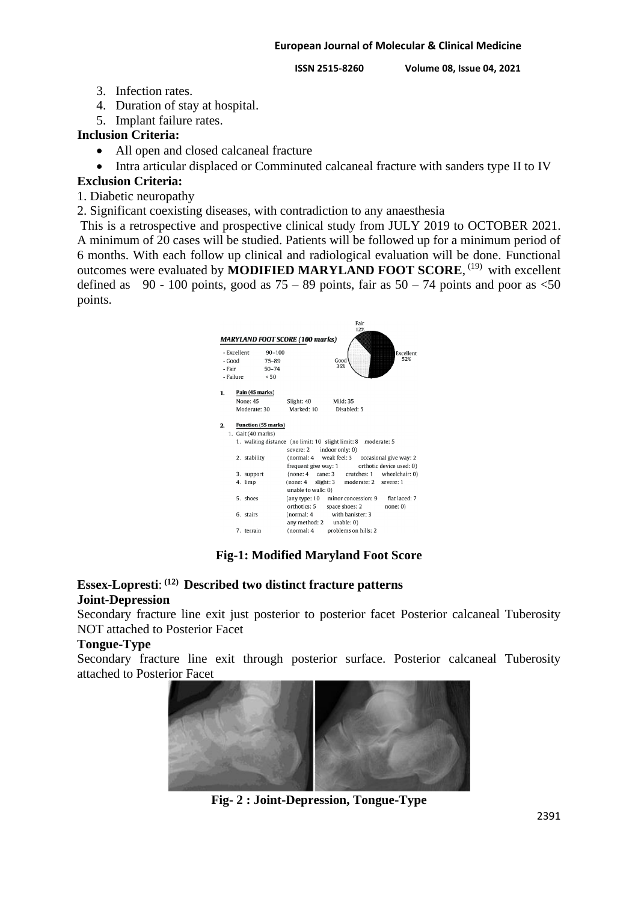3. Infection rates.
4. Duration of stay at hospital.
5. Implant failure rates.

**Inclusion Criteria:**

- All open and closed calcaneal fracture
- Intra articular displaced or Comminuted calcaneal fracture with sanders type II to IV

**Exclusion Criteria:**

1. Diabetic neuropathy
2. Significant coexisting diseases, with contradiction to any anaesthesia

This is a retrospective and prospective clinical study from JULY 2019 to OCTOBER 2021. A minimum of 20 cases will be studied. Patients will be followed up for a minimum period of 6 months. With each follow up clinical and radiological evaluation will be done. Functional outcomes were evaluated by **MODIFIED MARYLAND FOOT SCORE**, [19] with excellent defined as 90 - 100 points, good as 75 – 89 points, fair as 50 – 74 points and poor as <50 points.

***MARYLAND FOOT SCORE (100 marks)***

- Excellent 90–100
- Good 75–89
- Fair 50–74
- Failure < 50

Fair 12%, Good 36%, Excellent 52%

1. **Pain (45 marks)**
   None: 45 Slight: 40 Mild: 35
   Moderate: 30 Marked: 10 Disabled: 5

2. **Function (55 marks)**
   1. Gait (40 marks)
      1. walking distance (no limit: 10 slight limit: 8 moderate: 5 severe: 2 indoor only: 0)
      2. stability (normal: 4 weak feel: 3 occasional give way: 2 frequent give way: 1 orthotic device used: 0)
      3. support (none: 4 cane: 3 crutches: 1 wheelchair: 0)
      4. limp (none: 4 slight: 3 moderate: 2 severe: 1 unable to walk: 0)
      5. shoes (any type: 10 minor concession: 9 flat laced: 7 orthotics: 5 space shoes: 2 none: 0)
      6. stairs (normal: 4 with banister: 3 any method: 2 unable: 0)
      7. terrain (normal: 4 problems on hills: 2

**Fig-1: Modified Maryland Foot Score**

**Essex-Lopresti**: **[12]** **Described two distinct fracture patterns**

**Joint-Depression**

Secondary fracture line exit just posterior to posterior facet Posterior calcaneal Tuberosity NOT attached to Posterior Facet

**Tongue-Type**

Secondary fracture line exit through posterior surface. Posterior calcaneal Tuberosity attached to Posterior Facet

**Fig- 2 : Joint-Depression, Tongue-Type**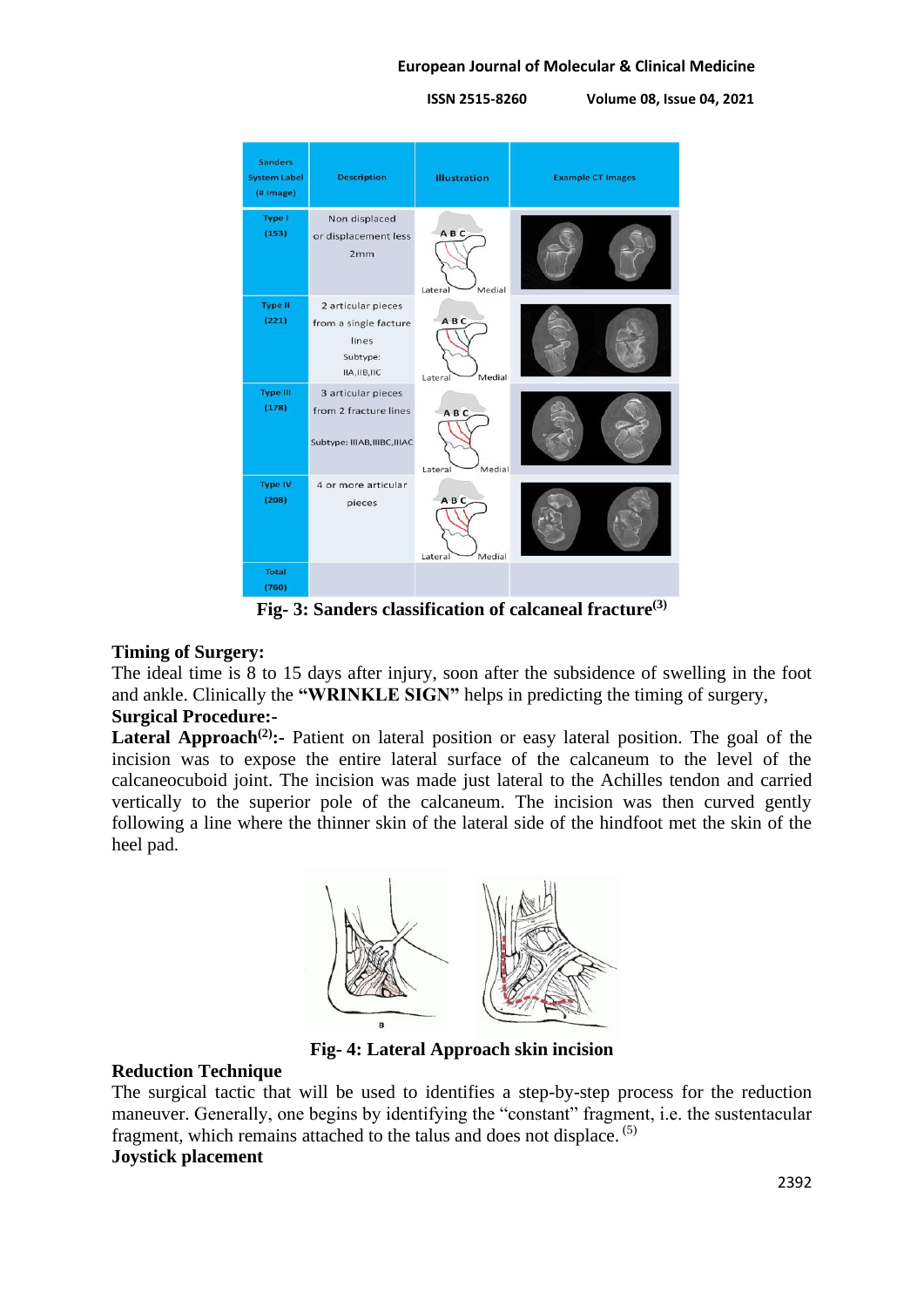| Sanders System Label (# image) | Description | Illustration | Example CT Images |
| --- | --- | --- | --- |
| Type I (153) | Non displaced or displacement less 2mm | | |
| Type II (221) | 2 articular pieces from a single facture lines Subtype: IIA,IIB,IIC | | |
| Type III (178) | 3 articular pieces from 2 fracture lines Subtype: IIIAB,IIIBC,IIIAC | | |
| Type IV (208) | 4 or more articular pieces | | |
| Total (760) | | | |

**Fig- 3: Sanders classification of calcaneal fracture[3]**

**Timing of Surgery:**
The ideal time is 8 to 15 days after injury, soon after the subsidence of swelling in the foot and ankle. Clinically the **"WRINKLE SIGN"** helps in predicting the timing of surgery,

**Surgical Procedure:-**

**Lateral Approach[2]:-** Patient on lateral position or easy lateral position. The goal of the incision was to expose the entire lateral surface of the calcaneum to the level of the calcaneocuboid joint. The incision was made just lateral to the Achilles tendon and carried vertically to the superior pole of the calcaneum. The incision was then curved gently following a line where the thinner skin of the lateral side of the hindfoot met the skin of the heel pad.

**Fig- 4: Lateral Approach skin incision**

**Reduction Technique**
The surgical tactic that will be used to identifies a step-by-step process for the reduction maneuver. Generally, one begins by identifying the "constant" fragment, i.e. the sustentacular fragment, which remains attached to the talus and does not displace. [5]

**Joystick placement**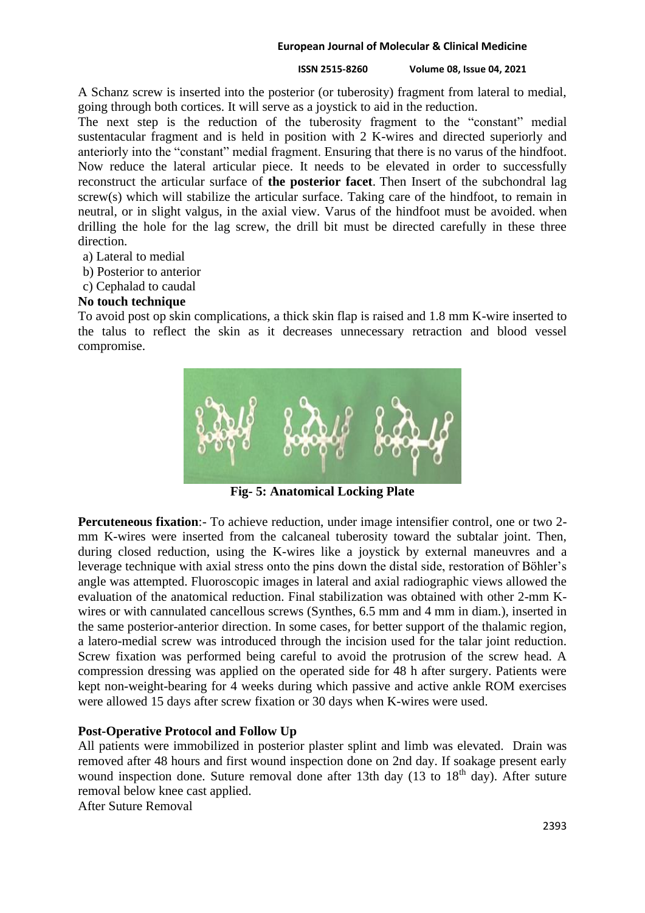A Schanz screw is inserted into the posterior (or tuberosity) fragment from lateral to medial, going through both cortices. It will serve as a joystick to aid in the reduction.

The next step is the reduction of the tuberosity fragment to the "constant" medial sustentacular fragment and is held in position with 2 K-wires and directed superiorly and anteriorly into the "constant" medial fragment. Ensuring that there is no varus of the hindfoot. Now reduce the lateral articular piece. It needs to be elevated in order to successfully reconstruct the articular surface of **the posterior facet**. Then Insert of the subchondral lag screw(s) which will stabilize the articular surface. Taking care of the hindfoot, to remain in neutral, or in slight valgus, in the axial view. Varus of the hindfoot must be avoided. when drilling the hole for the lag screw, the drill bit must be directed carefully in these three direction.

a) Lateral to medial
b) Posterior to anterior
c) Cephalad to caudal

**No touch technique**

To avoid post op skin complications, a thick skin flap is raised and 1.8 mm K-wire inserted to the talus to reflect the skin as it decreases unnecessary retraction and blood vessel compromise.

**Fig- 5: Anatomical Locking Plate**

**Percuteneous fixation**:- To achieve reduction, under image intensifier control, one or two 2-mm K-wires were inserted from the calcaneal tuberosity toward the subtalar joint. Then, during closed reduction, using the K-wires like a joystick by external maneuvres and a leverage technique with axial stress onto the pins down the distal side, restoration of Böhler's angle was attempted. Fluoroscopic images in lateral and axial radiographic views allowed the evaluation of the anatomical reduction. Final stabilization was obtained with other 2-mm K-wires or with cannulated cancellous screws (Synthes, 6.5 mm and 4 mm in diam.), inserted in the same posterior-anterior direction. In some cases, for better support of the thalamic region, a latero-medial screw was introduced through the incision used for the talar joint reduction. Screw fixation was performed being careful to avoid the protrusion of the screw head. A compression dressing was applied on the operated side for 48 h after surgery. Patients were kept non-weight-bearing for 4 weeks during which passive and active ankle ROM exercises were allowed 15 days after screw fixation or 30 days when K-wires were used.

**Post-Operative Protocol and Follow Up**

All patients were immobilized in posterior plaster splint and limb was elevated. Drain was removed after 48 hours and first wound inspection done on 2nd day. If soakage present early wound inspection done. Suture removal done after 13th day (13 to 18th day). After suture removal below knee cast applied.

After Suture Removal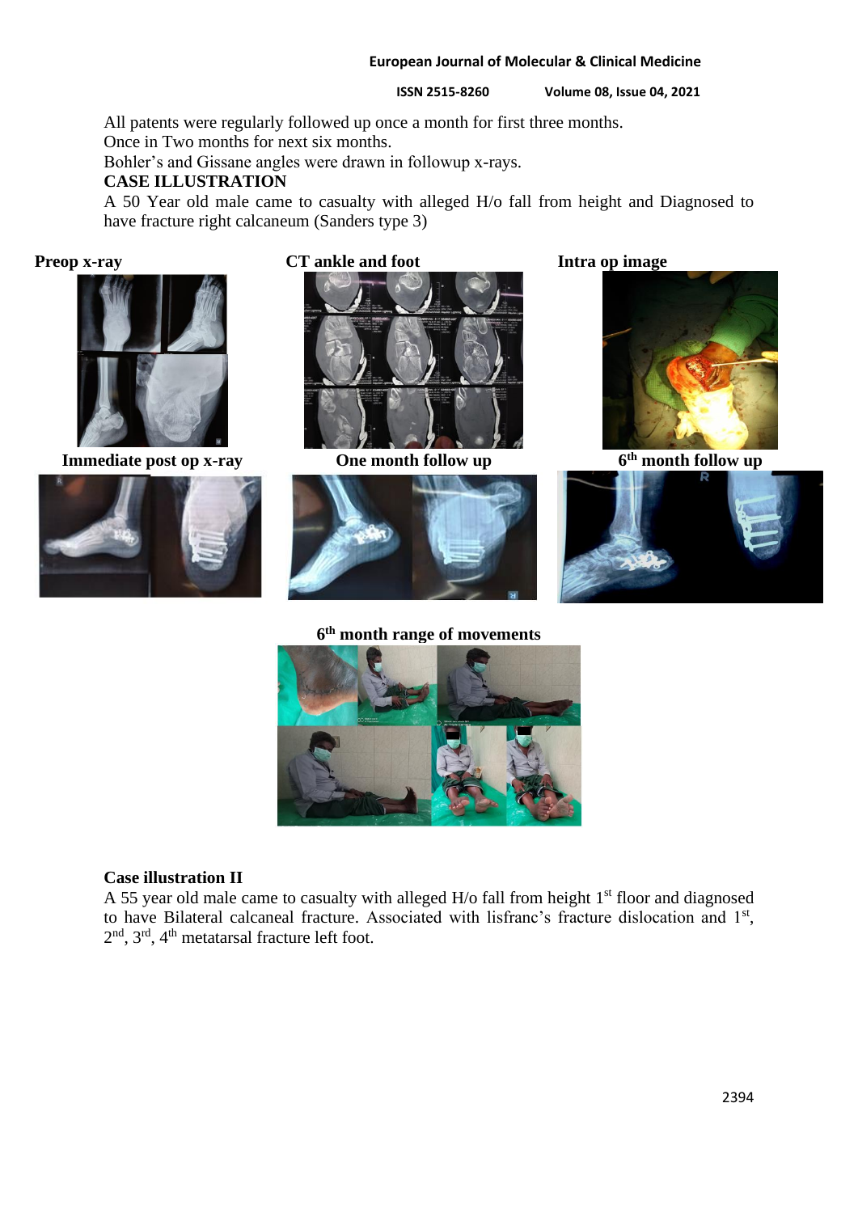All patents were regularly followed up once a month for first three months.
Once in Two months for next six months.
Bohler's and Gissane angles were drawn in followup x-rays.

**CASE ILLUSTRATION**

A 50 Year old male came to casualty with alleged H/o fall from height and Diagnosed to have fracture right calcaneum (Sanders type 3)

**Preop x-ray**

**CT ankle and foot**

**Intra op image**

**Immediate post op x-ray**

**One month follow up**

**6th month follow up**

**6th month range of movements**

**Case illustration II**

A 55 year old male came to casualty with alleged H/o fall from height 1st floor and diagnosed to have Bilateral calcaneal fracture. Associated with lisfranc's fracture dislocation and 1st, 2nd, 3rd, 4th metatarsal fracture left foot.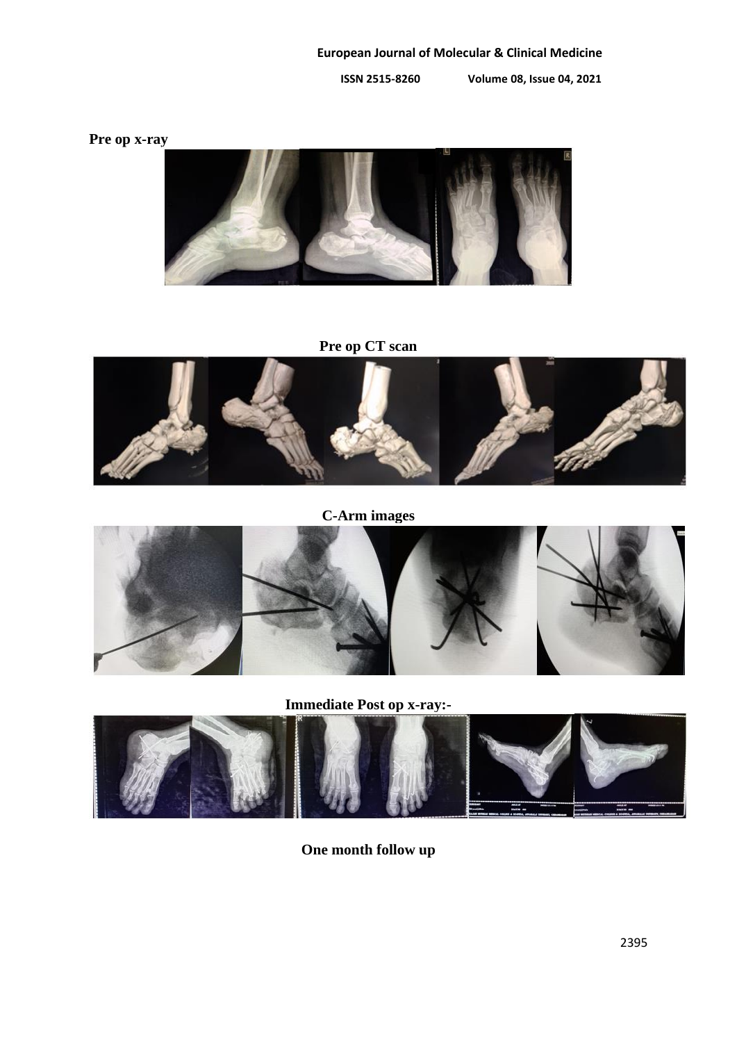**Pre op x-ray**

**Pre op CT scan**

**C-Arm images**

**Immediate Post op x-ray:-**

**One month follow up**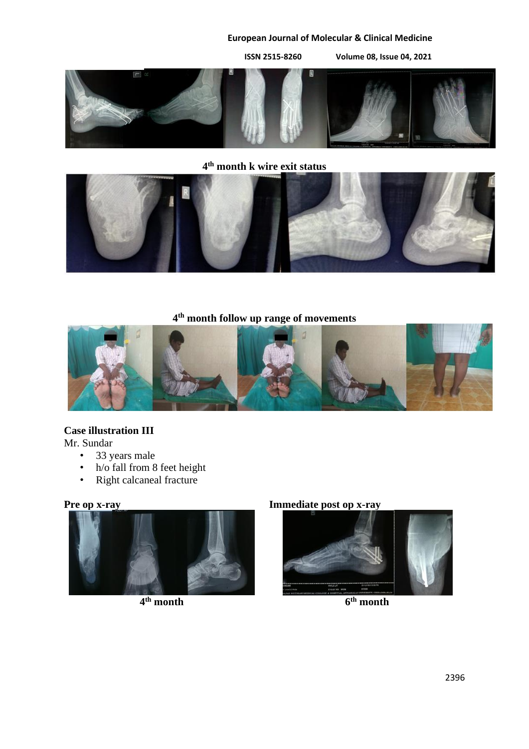4th month k wire exit status

4th month follow up range of movements

**Case illustration III**

Mr. Sundar

- 33 years male
- h/o fall from 8 feet height
- Right calcaneal fracture

**Pre op x-ray**

**Immediate post op x-ray**

**4th month**

**6th month**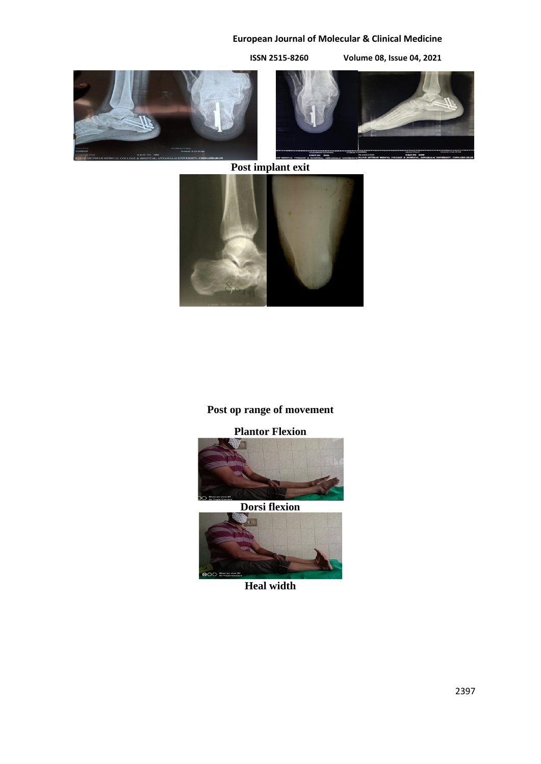**Post implant exit**

**Post op range of movement**

**Plantor Flexion**

**Dorsi flexion**

**Heal width**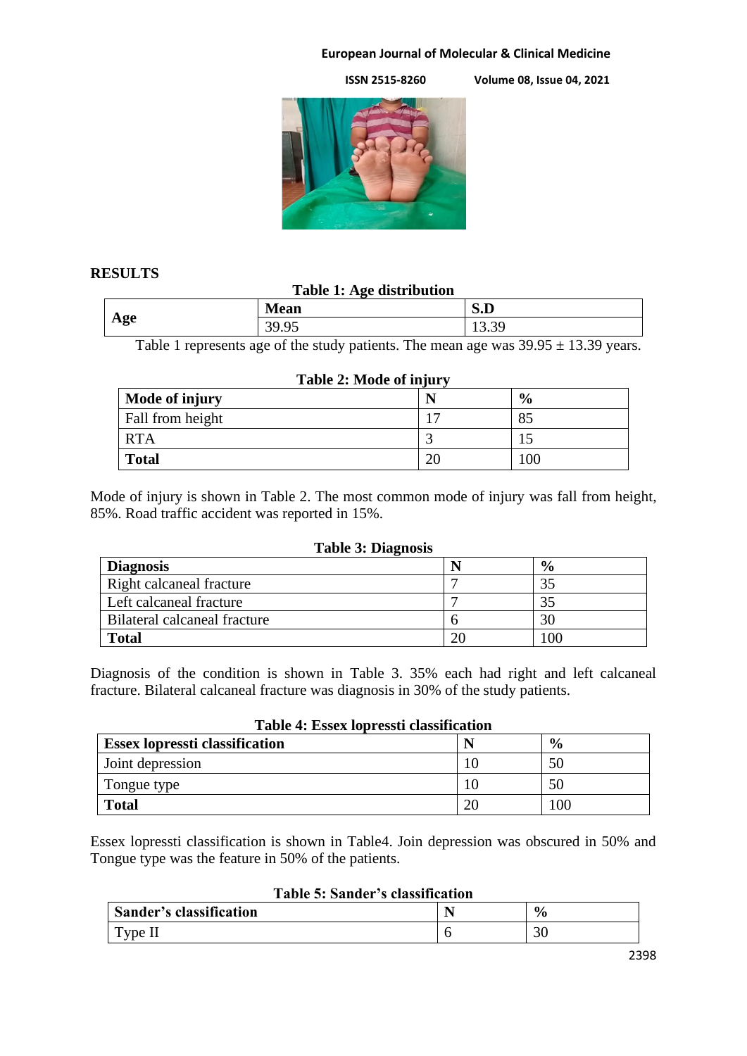## RESULTS

**Table 1: Age distribution**

| Age | Mean | S.D |
|---|---|---|
| | 39.95 | 13.39 |

Table 1 represents age of the study patients. The mean age was 39.95 ± 13.39 years.

**Table 2: Mode of injury**

| Mode of injury | N | % |
|---|---|---|
| Fall from height | 17 | 85 |
| RTA | 3 | 15 |
| **Total** | 20 | 100 |

Mode of injury is shown in Table 2. The most common mode of injury was fall from height, 85%. Road traffic accident was reported in 15%.

**Table 3: Diagnosis**

| Diagnosis | N | % |
|---|---|---|
| Right calcaneal fracture | 7 | 35 |
| Left calcaneal fracture | 7 | 35 |
| Bilateral calcaneal fracture | 6 | 30 |
| **Total** | 20 | 100 |

Diagnosis of the condition is shown in Table 3. 35% each had right and left calcaneal fracture. Bilateral calcaneal fracture was diagnosis in 30% of the study patients.

**Table 4: Essex lopressti classification**

| Essex lopressti classification | N | % |
|---|---|---|
| Joint depression | 10 | 50 |
| Tongue type | 10 | 50 |
| **Total** | 20 | 100 |

Essex lopressti classification is shown in Table4. Join depression was obscured in 50% and Tongue type was the feature in 50% of the patients.

**Table 5: Sander's classification**

| Sander's classification | N | % |
|---|---|---|
| Type II | 6 | 30 |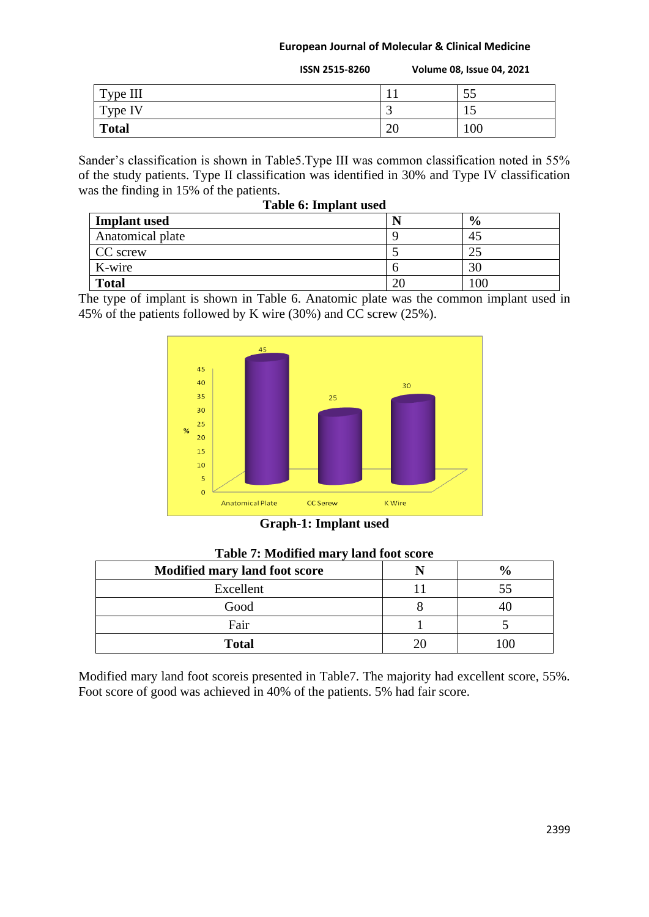| Type III | 11 | 55 |
|---|---|---|
| Type IV | 3 | 15 |
| **Total** | 20 | 100 |

Sander's classification is shown in Table5.Type III was common classification noted in 55% of the study patients. Type II classification was identified in 30% and Type IV classification was the finding in 15% of the patients.

**Table 6: Implant used**

| Implant used | N | % |
|---|---|---|
| Anatomical plate | 9 | 45 |
| CC screw | 5 | 25 |
| K-wire | 6 | 30 |
| **Total** | 20 | 100 |

The type of implant is shown in Table 6. Anatomic plate was the common implant used in 45% of the patients followed by K wire (30%) and CC screw (25%).

**Graph-1: Implant used**

**Table 7: Modified mary land foot score**

| Modified mary land foot score | N | % |
|---|---|---|
| Excellent | 11 | 55 |
| Good | 8 | 40 |
| Fair | 1 | 5 |
| **Total** | 20 | 100 |

Modified mary land foot scoreis presented in Table7. The majority had excellent score, 55%. Foot score of good was achieved in 40% of the patients. 5% had fair score.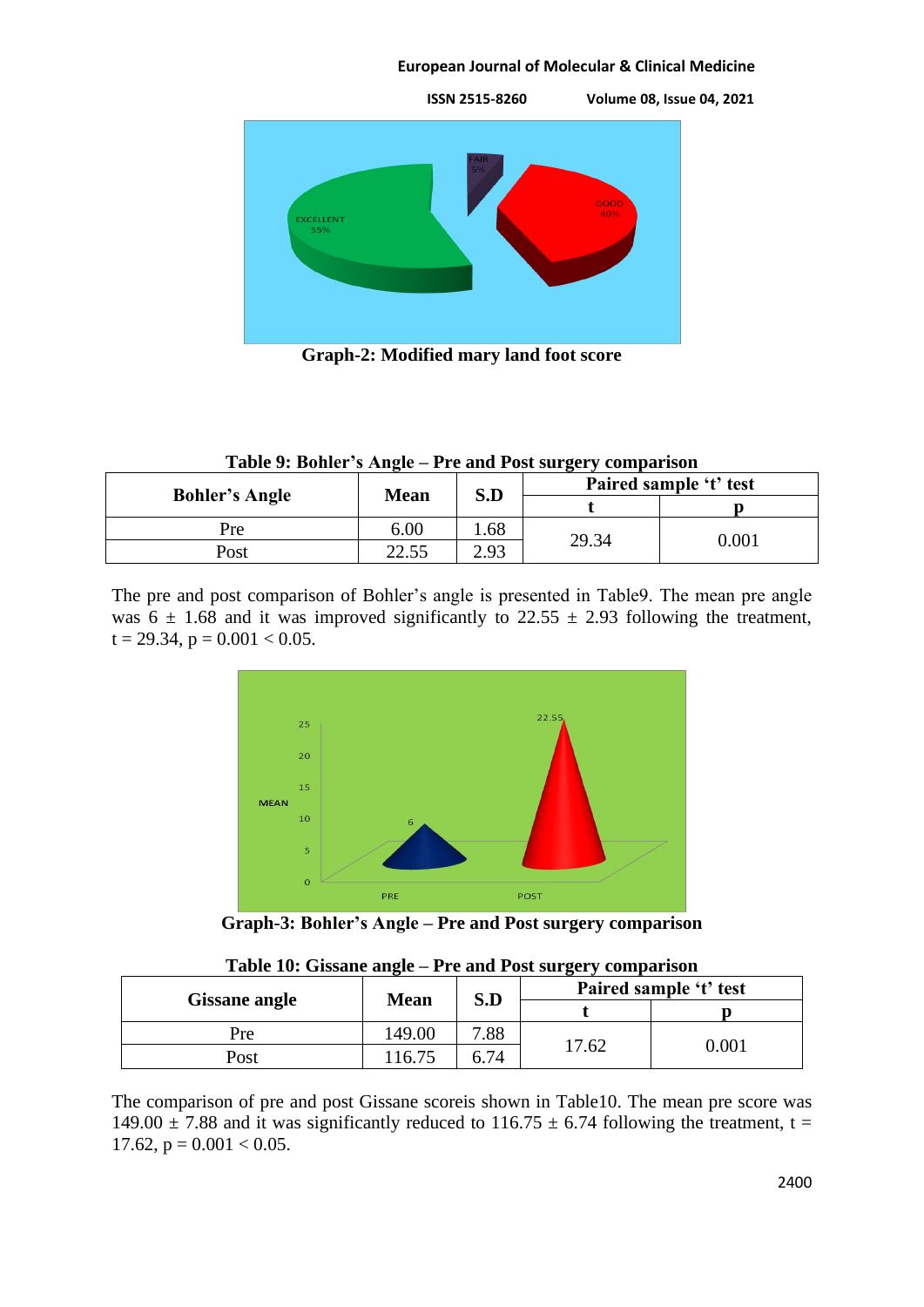Graph-2: Modified mary land foot score

**Table 9: Bohler's Angle – Pre and Post surgery comparison**

| Bohler's Angle | Mean | S.D | Paired sample 't' test | |
|---|---|---|---|---|
| | | | t | p |
| Pre | 6.00 | 1.68 | 29.34 | 0.001 |
| Post | 22.55 | 2.93 | | |

The pre and post comparison of Bohler's angle is presented in Table9. The mean pre angle was 6 ± 1.68 and it was improved significantly to 22.55 ± 2.93 following the treatment, $t = 29.34$, $p = 0.001 < 0.05$.

Graph-3: Bohler's Angle – Pre and Post surgery comparison

**Table 10: Gissane angle – Pre and Post surgery comparison**

| Gissane angle | Mean | S.D | Paired sample 't' test | |
|---|---|---|---|---|
| | | | t | p |
| Pre | 149.00 | 7.88 | 17.62 | 0.001 |
| Post | 116.75 | 6.74 | | |

The comparison of pre and post Gissane scoreis shown in Table10. The mean pre score was 149.00 ± 7.88 and it was significantly reduced to 116.75 ± 6.74 following the treatment, $t = 17.62$, $p = 0.001 < 0.05$.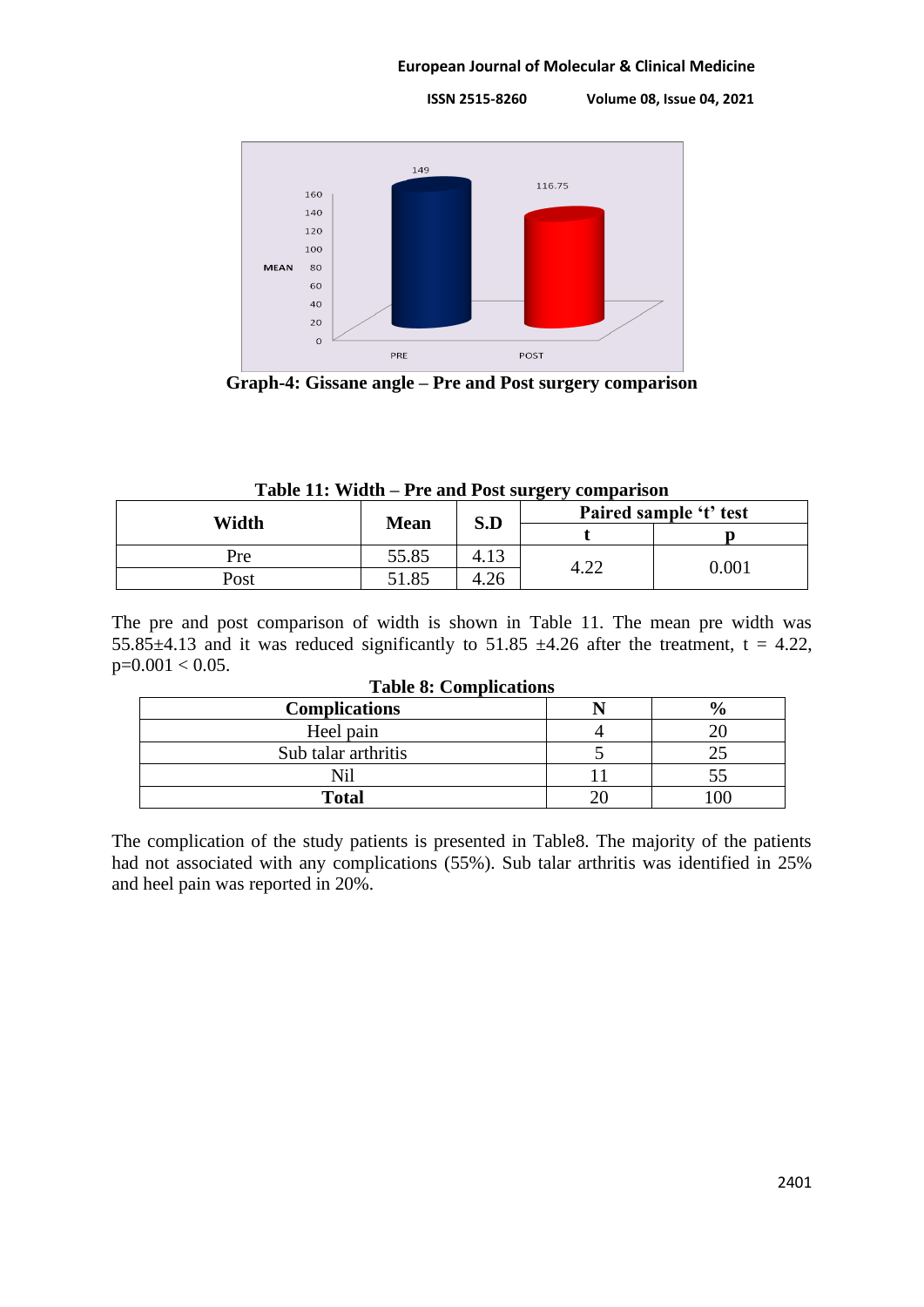**Graph-4: Gissane angle – Pre and Post surgery comparison**

**Table 11: Width – Pre and Post surgery comparison**

| Width | Mean | S.D | Paired sample 't' test | |
|---|---|---|---|---|
| | | | t | p |
| Pre | 55.85 | 4.13 | 4.22 | 0.001 |
| Post | 51.85 | 4.26 | | |

The pre and post comparison of width is shown in Table 11. The mean pre width was 55.85±4.13 and it was reduced significantly to 51.85 ±4.26 after the treatment, t = 4.22, p=0.001 < 0.05.

**Table 8: Complications**

| Complications | N | % |
|---|---|---|
| Heel pain | 4 | 20 |
| Sub talar arthritis | 5 | 25 |
| Nil | 11 | 55 |
| **Total** | 20 | 100 |

The complication of the study patients is presented in Table8. The majority of the patients had not associated with any complications (55%). Sub talar arthritis was identified in 25% and heel pain was reported in 20%.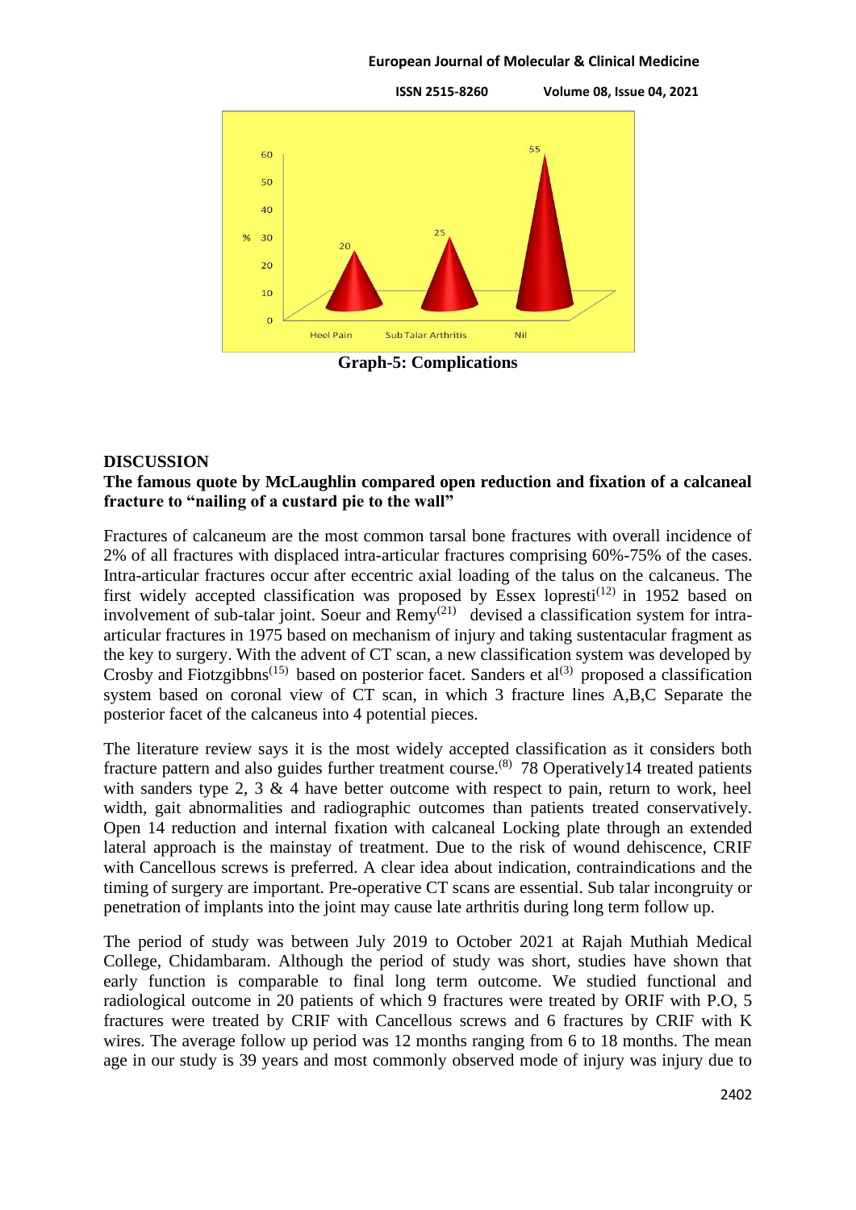Graph-5: Complications

## DISCUSSION

**The famous quote by McLaughlin compared open reduction and fixation of a calcaneal fracture to "nailing of a custard pie to the wall"**

Fractures of calcaneum are the most common tarsal bone fractures with overall incidence of 2% of all fractures with displaced intra-articular fractures comprising 60%-75% of the cases. Intra-articular fractures occur after eccentric axial loading of the talus on the calcaneus. The first widely accepted classification was proposed by Essex lopresti[12] in 1952 based on involvement of sub-talar joint. Soeur and Remy[21] devised a classification system for intra-articular fractures in 1975 based on mechanism of injury and taking sustentacular fragment as the key to surgery. With the advent of CT scan, a new classification system was developed by Crosby and Fiotzgibbns[15] based on posterior facet. Sanders et al[3] proposed a classification system based on coronal view of CT scan, in which 3 fracture lines A,B,C Separate the posterior facet of the calcaneus into 4 potential pieces.

The literature review says it is the most widely accepted classification as it considers both fracture pattern and also guides further treatment course.[8] 78 Operatively14 treated patients with sanders type 2, 3 & 4 have better outcome with respect to pain, return to work, heel width, gait abnormalities and radiographic outcomes than patients treated conservatively. Open 14 reduction and internal fixation with calcaneal Locking plate through an extended lateral approach is the mainstay of treatment. Due to the risk of wound dehiscence, CRIF with Cancellous screws is preferred. A clear idea about indication, contraindications and the timing of surgery are important. Pre-operative CT scans are essential. Sub talar incongruity or penetration of implants into the joint may cause late arthritis during long term follow up.

The period of study was between July 2019 to October 2021 at Rajah Muthiah Medical College, Chidambaram. Although the period of study was short, studies have shown that early function is comparable to final long term outcome. We studied functional and radiological outcome in 20 patients of which 9 fractures were treated by ORIF with P.O, 5 fractures were treated by CRIF with Cancellous screws and 6 fractures by CRIF with K wires. The average follow up period was 12 months ranging from 6 to 18 months. The mean age in our study is 39 years and most commonly observed mode of injury was injury due to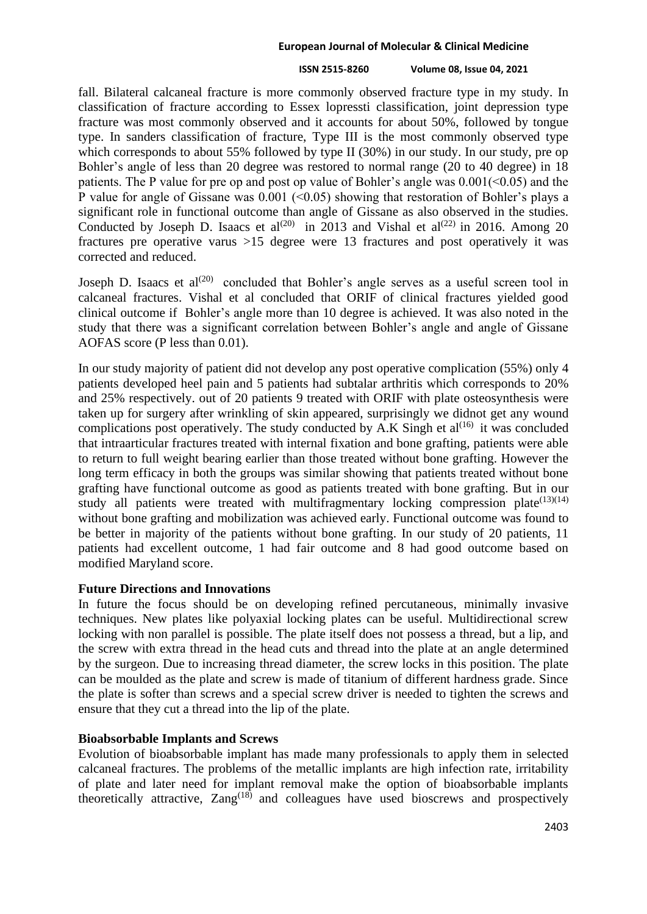fall. Bilateral calcaneal fracture is more commonly observed fracture type in my study. In classification of fracture according to Essex lopressti classification, joint depression type fracture was most commonly observed and it accounts for about 50%, followed by tongue type. In sanders classification of fracture, Type III is the most commonly observed type which corresponds to about 55% followed by type II (30%) in our study. In our study, pre op Bohler's angle of less than 20 degree was restored to normal range (20 to 40 degree) in 18 patients. The P value for pre op and post op value of Bohler's angle was 0.001(<0.05) and the P value for angle of Gissane was 0.001 (<0.05) showing that restoration of Bohler's plays a significant role in functional outcome than angle of Gissane as also observed in the studies. Conducted by Joseph D. Isaacs et al[20] in 2013 and Vishal et al[22] in 2016. Among 20 fractures pre operative varus >15 degree were 13 fractures and post operatively it was corrected and reduced.

Joseph D. Isaacs et al[20] concluded that Bohler's angle serves as a useful screen tool in calcaneal fractures. Vishal et al concluded that ORIF of clinical fractures yielded good clinical outcome if Bohler's angle more than 10 degree is achieved. It was also noted in the study that there was a significant correlation between Bohler's angle and angle of Gissane AOFAS score (P less than 0.01).

In our study majority of patient did not develop any post operative complication (55%) only 4 patients developed heel pain and 5 patients had subtalar arthritis which corresponds to 20% and 25% respectively. out of 20 patients 9 treated with ORIF with plate osteosynthesis were taken up for surgery after wrinkling of skin appeared, surprisingly we didnot get any wound complications post operatively. The study conducted by A.K Singh et al[16] it was concluded that intraarticular fractures treated with internal fixation and bone grafting, patients were able to return to full weight bearing earlier than those treated without bone grafting. However the long term efficacy in both the groups was similar showing that patients treated without bone grafting have functional outcome as good as patients treated with bone grafting. But in our study all patients were treated with multifragmentary locking compression plate[13][14] without bone grafting and mobilization was achieved early. Functional outcome was found to be better in majority of the patients without bone grafting. In our study of 20 patients, 11 patients had excellent outcome, 1 had fair outcome and 8 had good outcome based on modified Maryland score.

**Future Directions and Innovations**

In future the focus should be on developing refined percutaneous, minimally invasive techniques. New plates like polyaxial locking plates can be useful. Multidirectional screw locking with non parallel is possible. The plate itself does not possess a thread, but a lip, and the screw with extra thread in the head cuts and thread into the plate at an angle determined by the surgeon. Due to increasing thread diameter, the screw locks in this position. The plate can be moulded as the plate and screw is made of titanium of different hardness grade. Since the plate is softer than screws and a special screw driver is needed to tighten the screws and ensure that they cut a thread into the lip of the plate.

**Bioabsorbable Implants and Screws**

Evolution of bioabsorbable implant has made many professionals to apply them in selected calcaneal fractures. The problems of the metallic implants are high infection rate, irritability of plate and later need for implant removal make the option of bioabsorbable implants theoretically attractive, Zang[18] and colleagues have used bioscrews and prospectively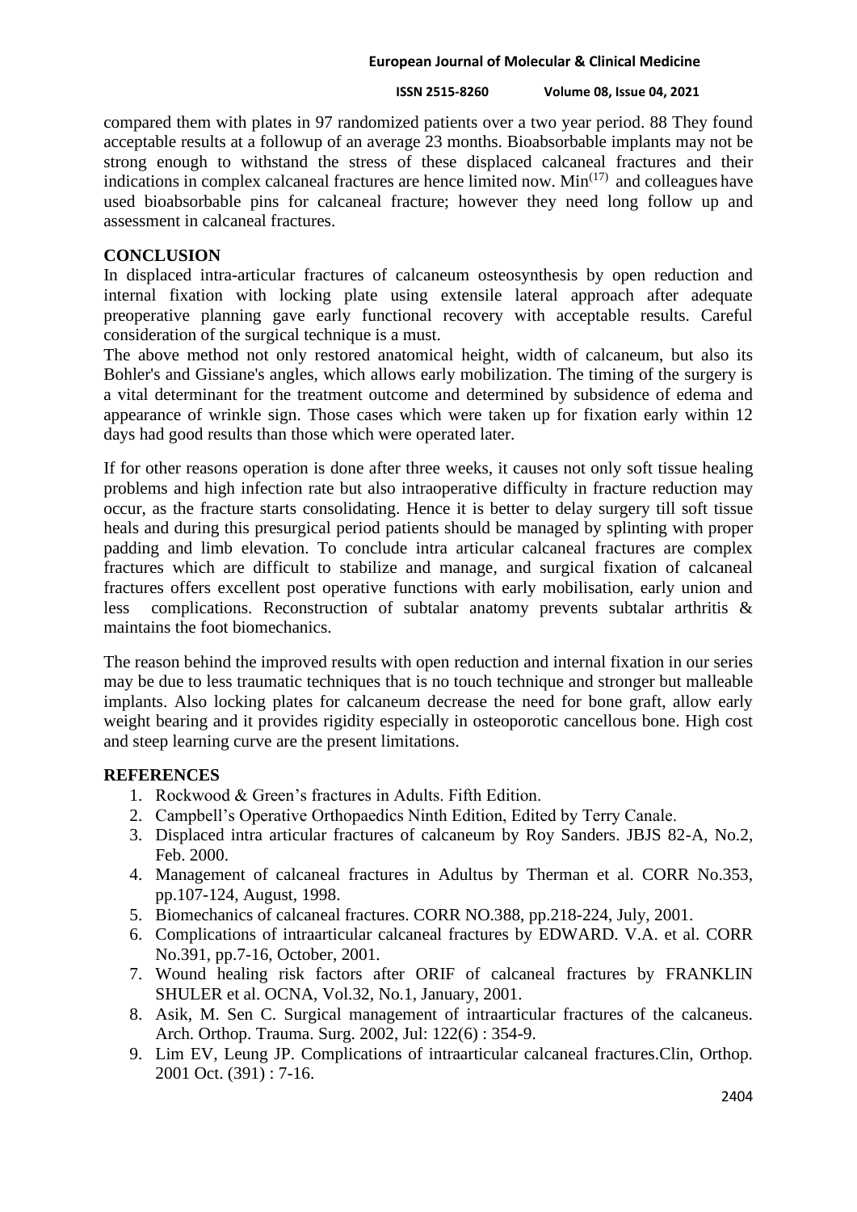compared them with plates in 97 randomized patients over a two year period. 88 They found acceptable results at a followup of an average 23 months. Bioabsorbable implants may not be strong enough to withstand the stress of these displaced calcaneal fractures and their indications in complex calcaneal fractures are hence limited now. Min[17] and colleagues have used bioabsorbable pins for calcaneal fracture; however they need long follow up and assessment in calcaneal fractures.

## CONCLUSION

In displaced intra-articular fractures of calcaneum osteosynthesis by open reduction and internal fixation with locking plate using extensile lateral approach after adequate preoperative planning gave early functional recovery with acceptable results. Careful consideration of the surgical technique is a must.

The above method not only restored anatomical height, width of calcaneum, but also its Bohler's and Gissiane's angles, which allows early mobilization. The timing of the surgery is a vital determinant for the treatment outcome and determined by subsidence of edema and appearance of wrinkle sign. Those cases which were taken up for fixation early within 12 days had good results than those which were operated later.

If for other reasons operation is done after three weeks, it causes not only soft tissue healing problems and high infection rate but also intraoperative difficulty in fracture reduction may occur, as the fracture starts consolidating. Hence it is better to delay surgery till soft tissue heals and during this presurgical period patients should be managed by splinting with proper padding and limb elevation. To conclude intra articular calcaneal fractures are complex fractures which are difficult to stabilize and manage, and surgical fixation of calcaneal fractures offers excellent post operative functions with early mobilisation, early union and less complications. Reconstruction of subtalar anatomy prevents subtalar arthritis & maintains the foot biomechanics.

The reason behind the improved results with open reduction and internal fixation in our series may be due to less traumatic techniques that is no touch technique and stronger but malleable implants. Also locking plates for calcaneum decrease the need for bone graft, allow early weight bearing and it provides rigidity especially in osteoporotic cancellous bone. High cost and steep learning curve are the present limitations.

## REFERENCES

1. Rockwood & Green's fractures in Adults. Fifth Edition.
2. Campbell's Operative Orthopaedics Ninth Edition, Edited by Terry Canale.
3. Displaced intra articular fractures of calcaneum by Roy Sanders. JBJS 82-A, No.2, Feb. 2000.
4. Management of calcaneal fractures in Adultus by Therman et al. CORR No.353, pp.107-124, August, 1998.
5. Biomechanics of calcaneal fractures. CORR NO.388, pp.218-224, July, 2001.
6. Complications of intraarticular calcaneal fractures by EDWARD. V.A. et al. CORR No.391, pp.7-16, October, 2001.
7. Wound healing risk factors after ORIF of calcaneal fractures by FRANKLIN SHULER et al. OCNA, Vol.32, No.1, January, 2001.
8. Asik, M. Sen C. Surgical management of intraarticular fractures of the calcaneus. Arch. Orthop. Trauma. Surg. 2002, Jul: 122(6) : 354-9.
9. Lim EV, Leung JP. Complications of intraarticular calcaneal fractures.Clin, Orthop. 2001 Oct. (391) : 7-16.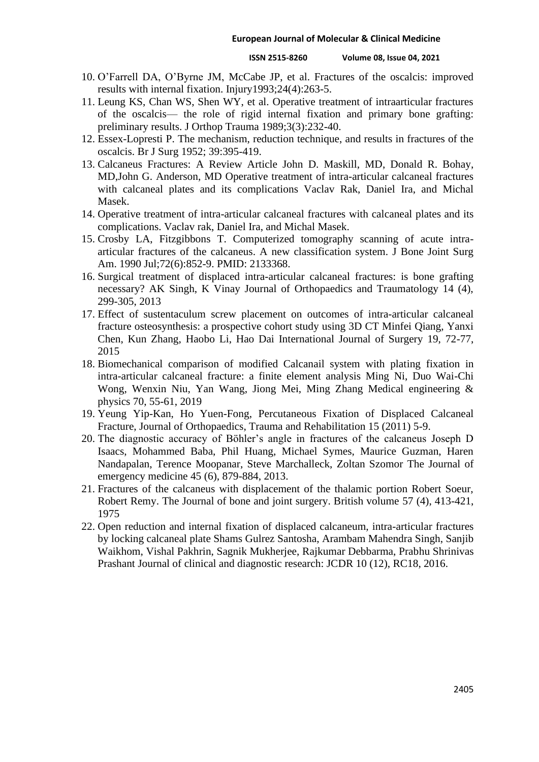10. O'Farrell DA, O'Byrne JM, McCabe JP, et al. Fractures of the oscalcis: improved results with internal fixation. Injury1993;24(4):263-5.
11. Leung KS, Chan WS, Shen WY, et al. Operative treatment of intraarticular fractures of the oscalcis— the role of rigid internal fixation and primary bone grafting: preliminary results. J Orthop Trauma 1989;3(3):232-40.
12. Essex-Lopresti P. The mechanism, reduction technique, and results in fractures of the oscalcis. Br J Surg 1952; 39:395-419.
13. Calcaneus Fractures: A Review Article John D. Maskill, MD, Donald R. Bohay, MD,John G. Anderson, MD Operative treatment of intra-articular calcaneal fractures with calcaneal plates and its complications Vaclav Rak, Daniel Ira, and Michal Masek.
14. Operative treatment of intra-articular calcaneal fractures with calcaneal plates and its complications. Vaclav rak, Daniel Ira, and Michal Masek.
15. Crosby LA, Fitzgibbons T. Computerized tomography scanning of acute intra-articular fractures of the calcaneus. A new classification system. J Bone Joint Surg Am. 1990 Jul;72(6):852-9. PMID: 2133368.
16. Surgical treatment of displaced intra-articular calcaneal fractures: is bone grafting necessary? AK Singh, K Vinay Journal of Orthopaedics and Traumatology 14 (4), 299-305, 2013
17. Effect of sustentaculum screw placement on outcomes of intra-articular calcaneal fracture osteosynthesis: a prospective cohort study using 3D CT Minfei Qiang, Yanxi Chen, Kun Zhang, Haobo Li, Hao Dai International Journal of Surgery 19, 72-77, 2015
18. Biomechanical comparison of modified Calcanail system with plating fixation in intra-articular calcaneal fracture: a finite element analysis Ming Ni, Duo Wai-Chi Wong, Wenxin Niu, Yan Wang, Jiong Mei, Ming Zhang Medical engineering & physics 70, 55-61, 2019
19. Yeung Yip-Kan, Ho Yuen-Fong, Percutaneous Fixation of Displaced Calcaneal Fracture, Journal of Orthopaedics, Trauma and Rehabilitation 15 (2011) 5-9.
20. The diagnostic accuracy of Böhler's angle in fractures of the calcaneus Joseph D Isaacs, Mohammed Baba, Phil Huang, Michael Symes, Maurice Guzman, Haren Nandapalan, Terence Moopanar, Steve Marchalleck, Zoltan Szomor The Journal of emergency medicine 45 (6), 879-884, 2013.
21. Fractures of the calcaneus with displacement of the thalamic portion Robert Soeur, Robert Remy. The Journal of bone and joint surgery. British volume 57 (4), 413-421, 1975
22. Open reduction and internal fixation of displaced calcaneum, intra-articular fractures by locking calcaneal plate Shams Gulrez Santosha, Arambam Mahendra Singh, Sanjib Waikhom, Vishal Pakhrin, Sagnik Mukherjee, Rajkumar Debbarma, Prabhu Shrinivas Prashant Journal of clinical and diagnostic research: JCDR 10 (12), RC18, 2016.